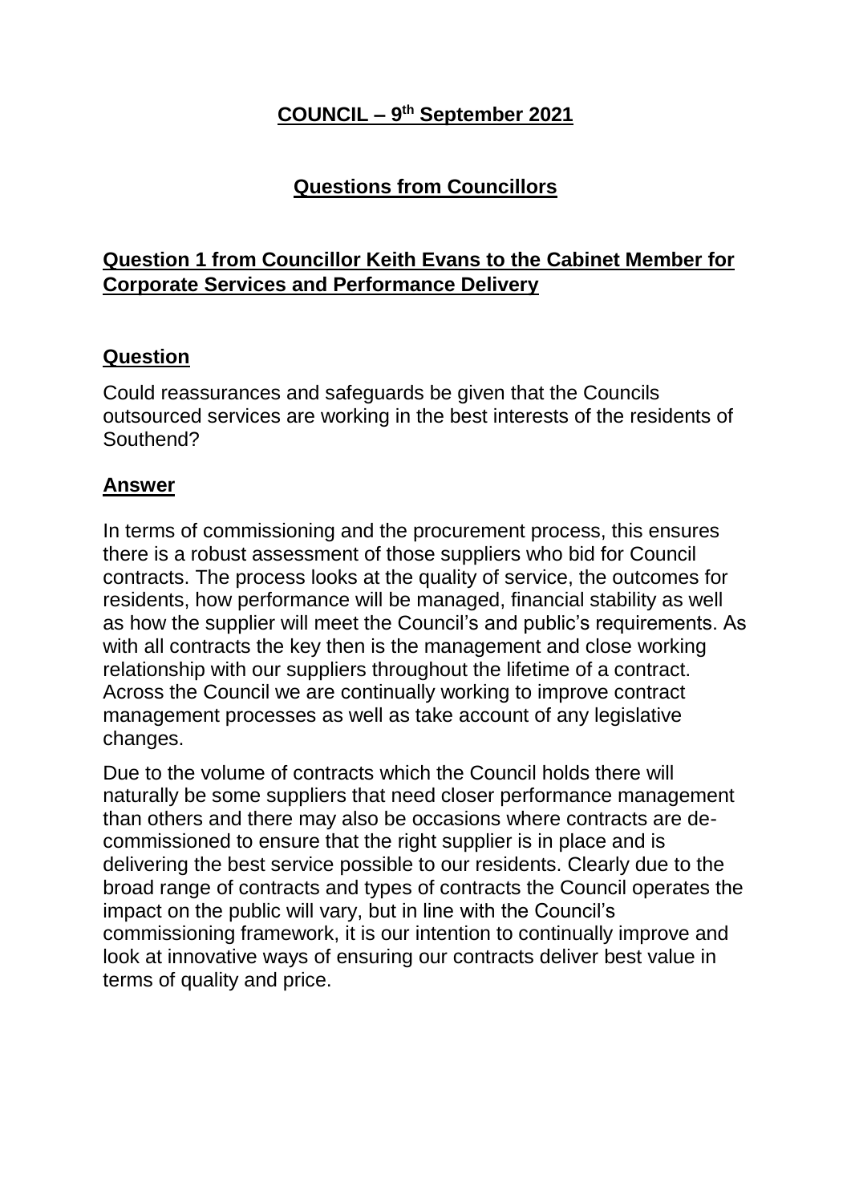# COUNCIL – 9th September 2021

## Questions from Councillors

### Question 1 from Councillor Keith Evans to the Cabinet Member for Corporate Services and Performance Delivery

#### Question

Could reassurances and safeguards be given that the Councils outsourced services are working in the best interests of the residents of Southend?

#### Answer

In terms of commissioning and the procurement process, this ensures there is a robust assessment of those suppliers who bid for Council contracts. The process looks at the quality of service, the outcomes for residents, how performance will be managed, financial stability as well as how the supplier will meet the Council's and public's requirements. As with all contracts the key then is the management and close working relationship with our suppliers throughout the lifetime of a contract. Across the Council we are continually working to improve contract management processes as well as take account of any legislative changes.

Due to the volume of contracts which the Council holds there will naturally be some suppliers that need closer performance management than others and there may also be occasions where contracts are de-commissioned to ensure that the right supplier is in place and is delivering the best service possible to our residents. Clearly due to the broad range of contracts and types of contracts the Council operates the impact on the public will vary, but in line with the Council's commissioning framework, it is our intention to continually improve and look at innovative ways of ensuring our contracts deliver best value in terms of quality and price.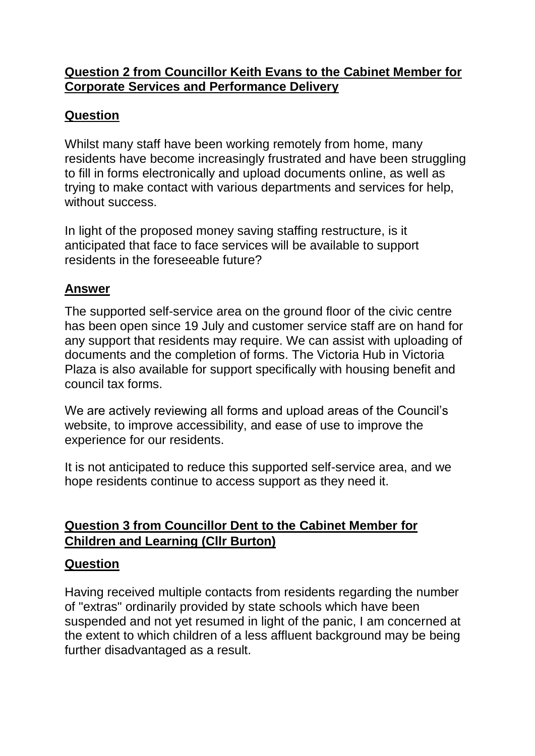**Question 2 from Councillor Keith Evans to the Cabinet Member for Corporate Services and Performance Delivery**

**Question**

Whilst many staff have been working remotely from home, many residents have become increasingly frustrated and have been struggling to fill in forms electronically and upload documents online, as well as trying to make contact with various departments and services for help, without success.

In light of the proposed money saving staffing restructure, is it anticipated that face to face services will be available to support residents in the foreseeable future?

**Answer**

The supported self-service area on the ground floor of the civic centre has been open since 19 July and customer service staff are on hand for any support that residents may require. We can assist with uploading of documents and the completion of forms. The Victoria Hub in Victoria Plaza is also available for support specifically with housing benefit and council tax forms.

We are actively reviewing all forms and upload areas of the Council's website, to improve accessibility, and ease of use to improve the experience for our residents.

It is not anticipated to reduce this supported self-service area, and we hope residents continue to access support as they need it.

**Question 3 from Councillor Dent to the Cabinet Member for Children and Learning (Cllr Burton)**

**Question**

Having received multiple contacts from residents regarding the number of "extras" ordinarily provided by state schools which have been suspended and not yet resumed in light of the panic, I am concerned at the extent to which children of a less affluent background may be being further disadvantaged as a result.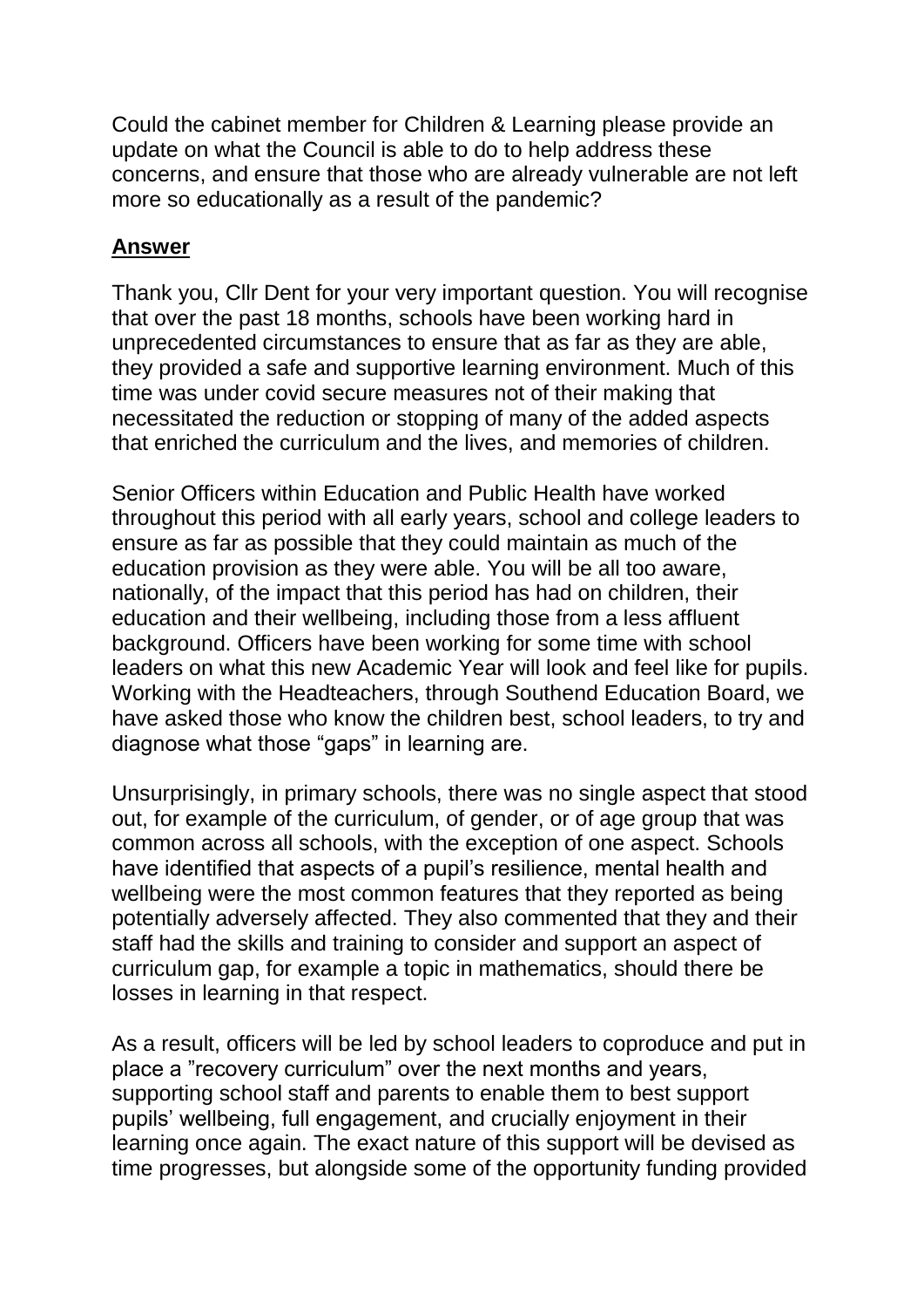Could the cabinet member for Children & Learning please provide an update on what the Council is able to do to help address these concerns, and ensure that those who are already vulnerable are not left more so educationally as a result of the pandemic?

## **Answer**

Thank you, Cllr Dent for your very important question. You will recognise that over the past 18 months, schools have been working hard in unprecedented circumstances to ensure that as far as they are able, they provided a safe and supportive learning environment. Much of this time was under covid secure measures not of their making that necessitated the reduction or stopping of many of the added aspects that enriched the curriculum and the lives, and memories of children.

Senior Officers within Education and Public Health have worked throughout this period with all early years, school and college leaders to ensure as far as possible that they could maintain as much of the education provision as they were able. You will be all too aware, nationally, of the impact that this period has had on children, their education and their wellbeing, including those from a less affluent background. Officers have been working for some time with school leaders on what this new Academic Year will look and feel like for pupils. Working with the Headteachers, through Southend Education Board, we have asked those who know the children best, school leaders, to try and diagnose what those "gaps" in learning are.

Unsurprisingly, in primary schools, there was no single aspect that stood out, for example of the curriculum, of gender, or of age group that was common across all schools, with the exception of one aspect. Schools have identified that aspects of a pupil's resilience, mental health and wellbeing were the most common features that they reported as being potentially adversely affected. They also commented that they and their staff had the skills and training to consider and support an aspect of curriculum gap, for example a topic in mathematics, should there be losses in learning in that respect.

As a result, officers will be led by school leaders to coproduce and put in place a "recovery curriculum" over the next months and years, supporting school staff and parents to enable them to best support pupils' wellbeing, full engagement, and crucially enjoyment in their learning once again. The exact nature of this support will be devised as time progresses, but alongside some of the opportunity funding provided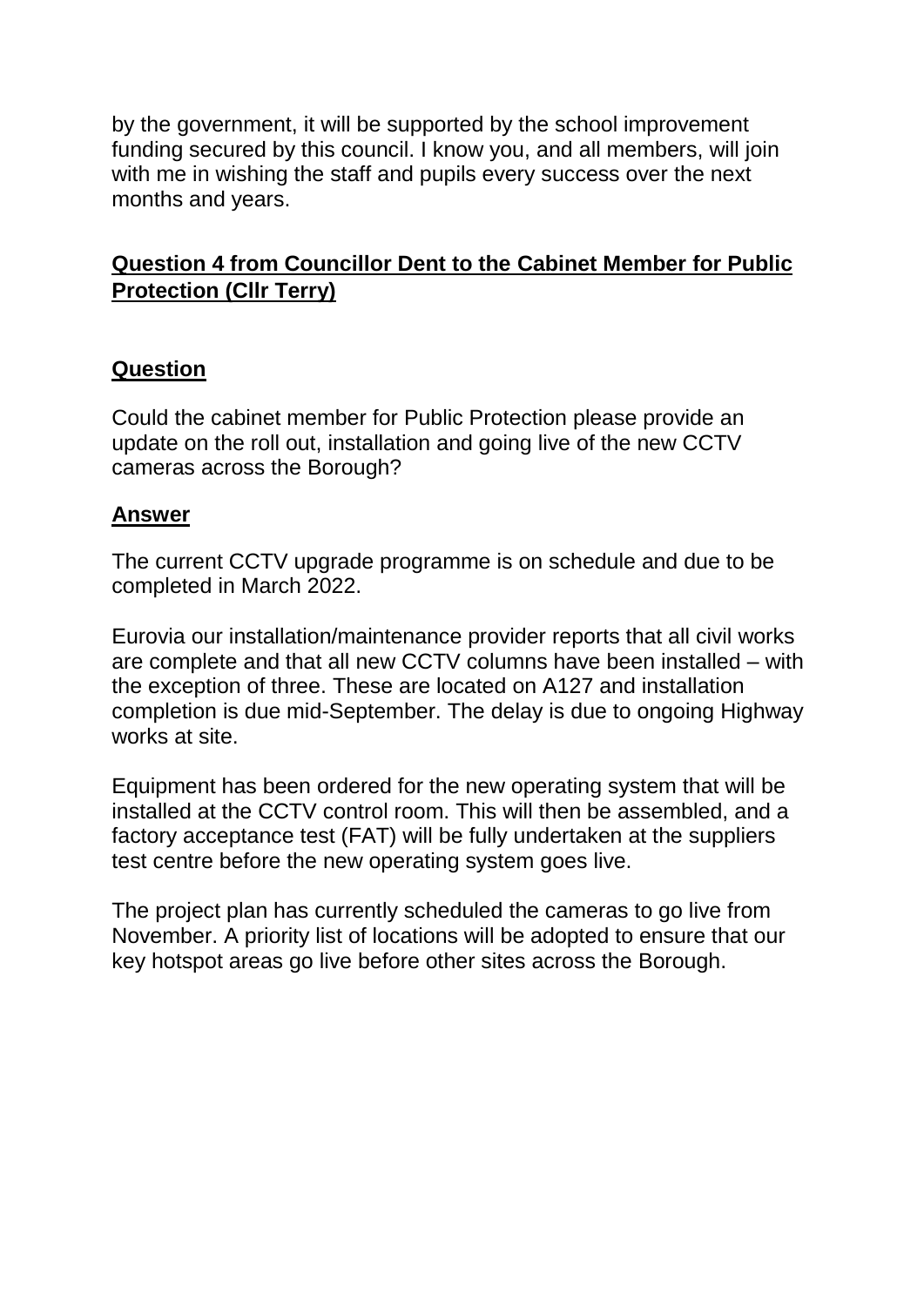by the government, it will be supported by the school improvement funding secured by this council. I know you, and all members, will join with me in wishing the staff and pupils every success over the next months and years.

**Question 4 from Councillor Dent to the Cabinet Member for Public Protection (Cllr Terry)**

**Question**

Could the cabinet member for Public Protection please provide an update on the roll out, installation and going live of the new CCTV cameras across the Borough?

**Answer**

The current CCTV upgrade programme is on schedule and due to be completed in March 2022.

Eurovia our installation/maintenance provider reports that all civil works are complete and that all new CCTV columns have been installed – with the exception of three. These are located on A127 and installation completion is due mid-September. The delay is due to ongoing Highway works at site.

Equipment has been ordered for the new operating system that will be installed at the CCTV control room. This will then be assembled, and a factory acceptance test (FAT) will be fully undertaken at the suppliers test centre before the new operating system goes live.

The project plan has currently scheduled the cameras to go live from November. A priority list of locations will be adopted to ensure that our key hotspot areas go live before other sites across the Borough.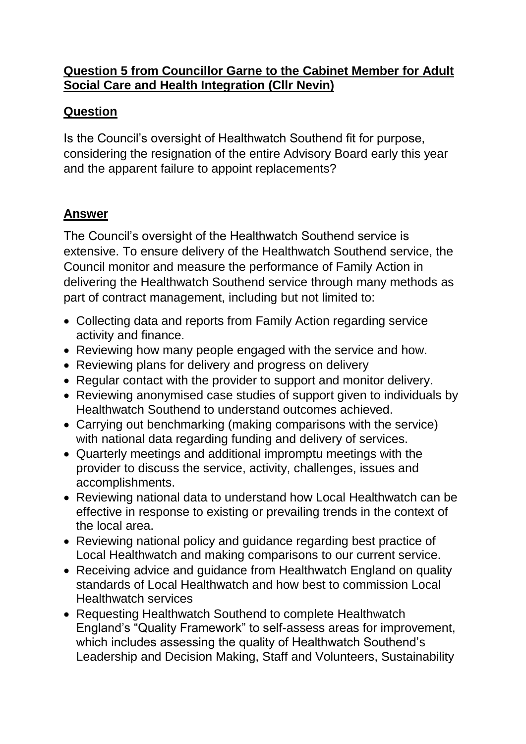**Question 5 from Councillor Garne to the Cabinet Member for Adult Social Care and Health Integration (Cllr Nevin)**

**Question**

Is the Council's oversight of Healthwatch Southend fit for purpose, considering the resignation of the entire Advisory Board early this year and the apparent failure to appoint replacements?

**Answer**

The Council's oversight of the Healthwatch Southend service is extensive. To ensure delivery of the Healthwatch Southend service, the Council monitor and measure the performance of Family Action in delivering the Healthwatch Southend service through many methods as part of contract management, including but not limited to:

- Collecting data and reports from Family Action regarding service activity and finance.
- Reviewing how many people engaged with the service and how.
- Reviewing plans for delivery and progress on delivery
- Regular contact with the provider to support and monitor delivery.
- Reviewing anonymised case studies of support given to individuals by Healthwatch Southend to understand outcomes achieved.
- Carrying out benchmarking (making comparisons with the service) with national data regarding funding and delivery of services.
- Quarterly meetings and additional impromptu meetings with the provider to discuss the service, activity, challenges, issues and accomplishments.
- Reviewing national data to understand how Local Healthwatch can be effective in response to existing or prevailing trends in the context of the local area.
- Reviewing national policy and guidance regarding best practice of Local Healthwatch and making comparisons to our current service.
- Receiving advice and guidance from Healthwatch England on quality standards of Local Healthwatch and how best to commission Local Healthwatch services
- Requesting Healthwatch Southend to complete Healthwatch England's "Quality Framework" to self-assess areas for improvement, which includes assessing the quality of Healthwatch Southend's Leadership and Decision Making, Staff and Volunteers, Sustainability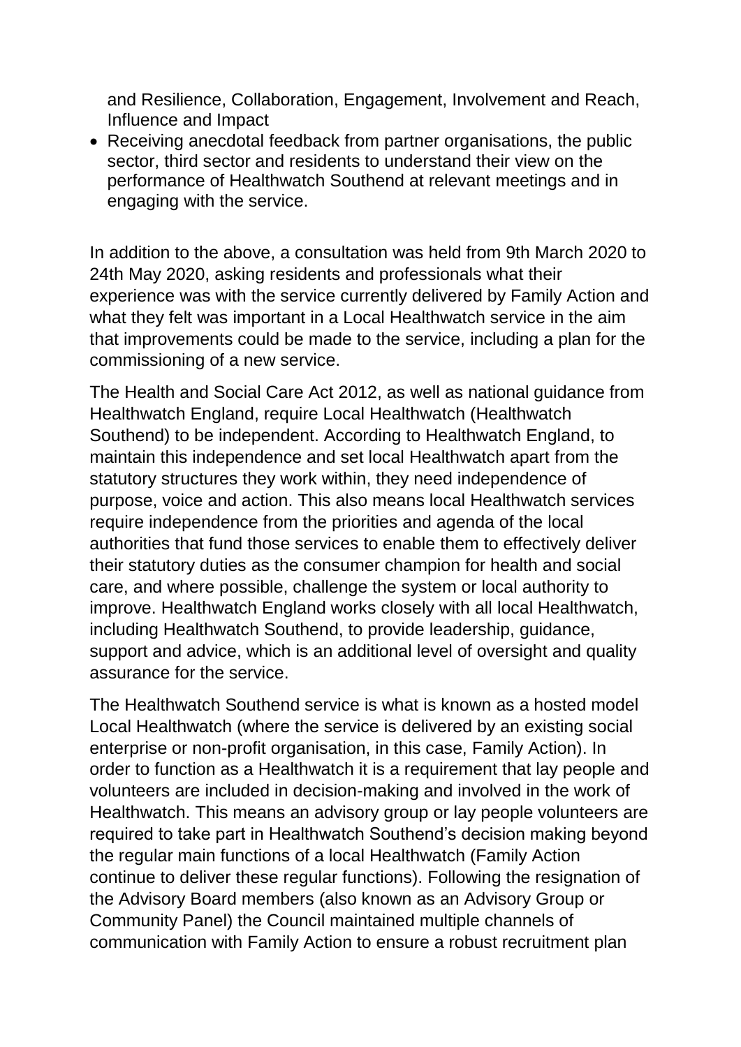and Resilience, Collaboration, Engagement, Involvement and Reach, Influence and Impact

- Receiving anecdotal feedback from partner organisations, the public sector, third sector and residents to understand their view on the performance of Healthwatch Southend at relevant meetings and in engaging with the service.

In addition to the above, a consultation was held from 9th March 2020 to 24th May 2020, asking residents and professionals what their experience was with the service currently delivered by Family Action and what they felt was important in a Local Healthwatch service in the aim that improvements could be made to the service, including a plan for the commissioning of a new service.

The Health and Social Care Act 2012, as well as national guidance from Healthwatch England, require Local Healthwatch (Healthwatch Southend) to be independent. According to Healthwatch England, to maintain this independence and set local Healthwatch apart from the statutory structures they work within, they need independence of purpose, voice and action. This also means local Healthwatch services require independence from the priorities and agenda of the local authorities that fund those services to enable them to effectively deliver their statutory duties as the consumer champion for health and social care, and where possible, challenge the system or local authority to improve. Healthwatch England works closely with all local Healthwatch, including Healthwatch Southend, to provide leadership, guidance, support and advice, which is an additional level of oversight and quality assurance for the service.

The Healthwatch Southend service is what is known as a hosted model Local Healthwatch (where the service is delivered by an existing social enterprise or non-profit organisation, in this case, Family Action). In order to function as a Healthwatch it is a requirement that lay people and volunteers are included in decision-making and involved in the work of Healthwatch. This means an advisory group or lay people volunteers are required to take part in Healthwatch Southend's decision making beyond the regular main functions of a local Healthwatch (Family Action continue to deliver these regular functions). Following the resignation of the Advisory Board members (also known as an Advisory Group or Community Panel) the Council maintained multiple channels of communication with Family Action to ensure a robust recruitment plan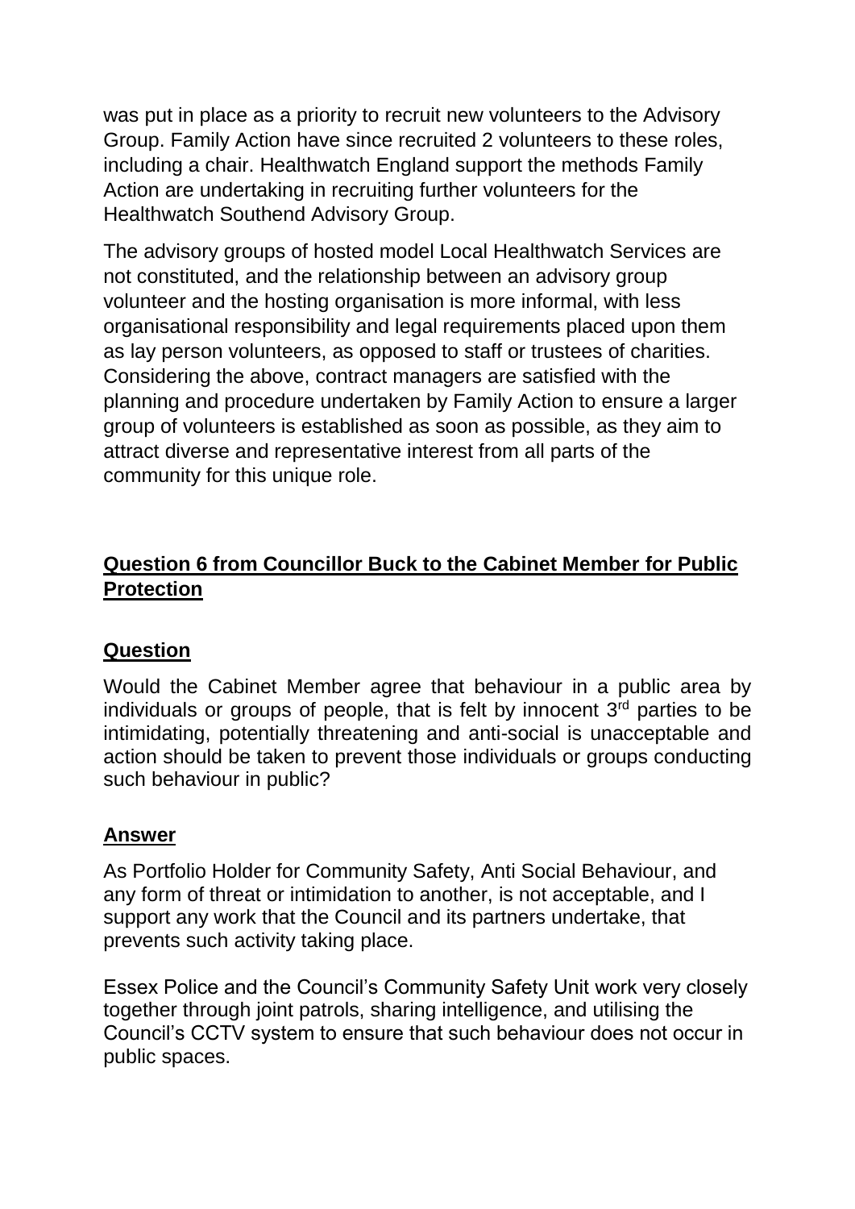was put in place as a priority to recruit new volunteers to the Advisory Group. Family Action have since recruited 2 volunteers to these roles, including a chair. Healthwatch England support the methods Family Action are undertaking in recruiting further volunteers for the Healthwatch Southend Advisory Group.

The advisory groups of hosted model Local Healthwatch Services are not constituted, and the relationship between an advisory group volunteer and the hosting organisation is more informal, with less organisational responsibility and legal requirements placed upon them as lay person volunteers, as opposed to staff or trustees of charities. Considering the above, contract managers are satisfied with the planning and procedure undertaken by Family Action to ensure a larger group of volunteers is established as soon as possible, as they aim to attract diverse and representative interest from all parts of the community for this unique role.

## Question 6 from Councillor Buck to the Cabinet Member for Public Protection

### Question

Would the Cabinet Member agree that behaviour in a public area by individuals or groups of people, that is felt by innocent 3rd parties to be intimidating, potentially threatening and anti-social is unacceptable and action should be taken to prevent those individuals or groups conducting such behaviour in public?

### Answer

As Portfolio Holder for Community Safety, Anti Social Behaviour, and any form of threat or intimidation to another, is not acceptable, and I support any work that the Council and its partners undertake, that prevents such activity taking place.

Essex Police and the Council's Community Safety Unit work very closely together through joint patrols, sharing intelligence, and utilising the Council's CCTV system to ensure that such behaviour does not occur in public spaces.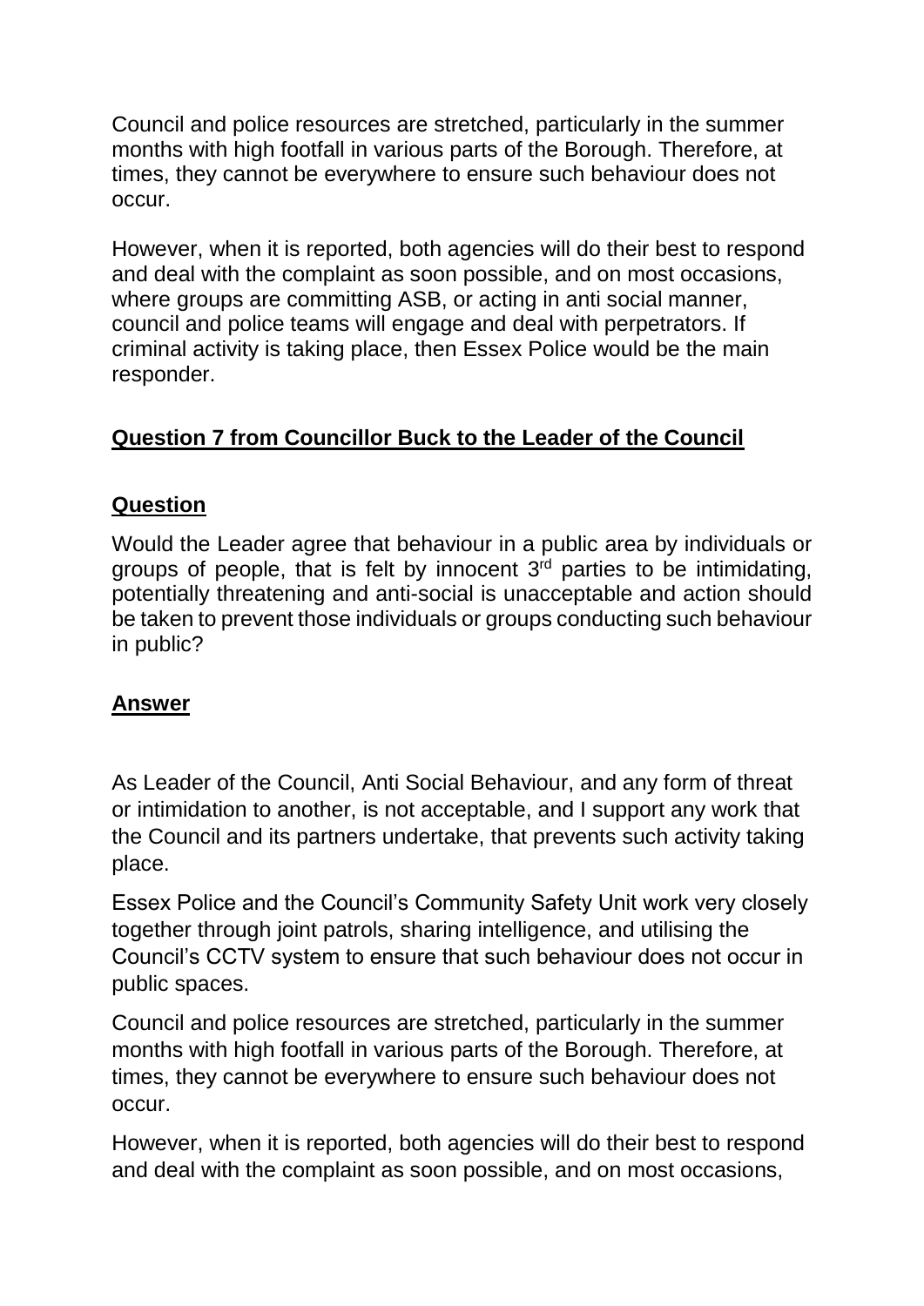Council and police resources are stretched, particularly in the summer months with high footfall in various parts of the Borough. Therefore, at times, they cannot be everywhere to ensure such behaviour does not occur.

However, when it is reported, both agencies will do their best to respond and deal with the complaint as soon possible, and on most occasions, where groups are committing ASB, or acting in anti social manner, council and police teams will engage and deal with perpetrators. If criminal activity is taking place, then Essex Police would be the main responder.

## Question 7 from Councillor Buck to the Leader of the Council

### Question

Would the Leader agree that behaviour in a public area by individuals or groups of people, that is felt by innocent 3rd parties to be intimidating, potentially threatening and anti-social is unacceptable and action should be taken to prevent those individuals or groups conducting such behaviour in public?

### Answer

As Leader of the Council, Anti Social Behaviour, and any form of threat or intimidation to another, is not acceptable, and I support any work that the Council and its partners undertake, that prevents such activity taking place.

Essex Police and the Council's Community Safety Unit work very closely together through joint patrols, sharing intelligence, and utilising the Council's CCTV system to ensure that such behaviour does not occur in public spaces.

Council and police resources are stretched, particularly in the summer months with high footfall in various parts of the Borough. Therefore, at times, they cannot be everywhere to ensure such behaviour does not occur.

However, when it is reported, both agencies will do their best to respond and deal with the complaint as soon possible, and on most occasions,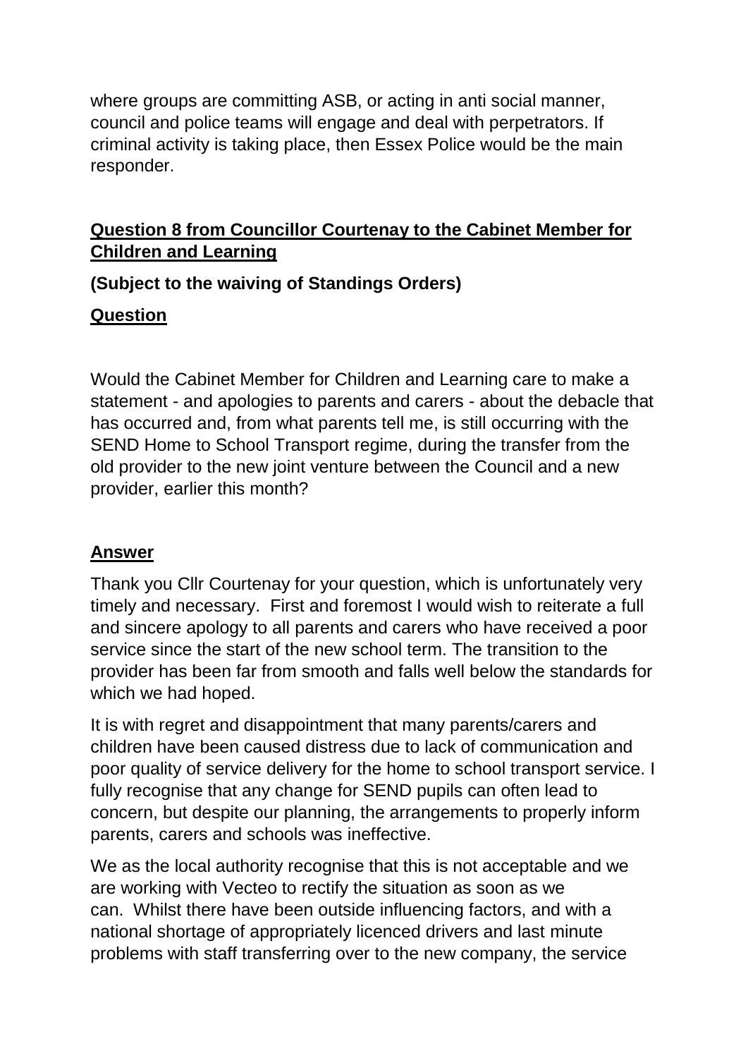where groups are committing ASB, or acting in anti social manner, council and police teams will engage and deal with perpetrators. If criminal activity is taking place, then Essex Police would be the main responder.

## **Question 8 from Councillor Courtenay to the Cabinet Member for Children and Learning**

**(Subject to the waiving of Standings Orders)**

### **Question**

Would the Cabinet Member for Children and Learning care to make a statement - and apologies to parents and carers - about the debacle that has occurred and, from what parents tell me, is still occurring with the SEND Home to School Transport regime, during the transfer from the old provider to the new joint venture between the Council and a new provider, earlier this month?

### **Answer**

Thank you Cllr Courtenay for your question, which is unfortunately very timely and necessary. First and foremost I would wish to reiterate a full and sincere apology to all parents and carers who have received a poor service since the start of the new school term. The transition to the provider has been far from smooth and falls well below the standards for which we had hoped.

It is with regret and disappointment that many parents/carers and children have been caused distress due to lack of communication and poor quality of service delivery for the home to school transport service. I fully recognise that any change for SEND pupils can often lead to concern, but despite our planning, the arrangements to properly inform parents, carers and schools was ineffective.

We as the local authority recognise that this is not acceptable and we are working with Vecteo to rectify the situation as soon as we can. Whilst there have been outside influencing factors, and with a national shortage of appropriately licenced drivers and last minute problems with staff transferring over to the new company, the service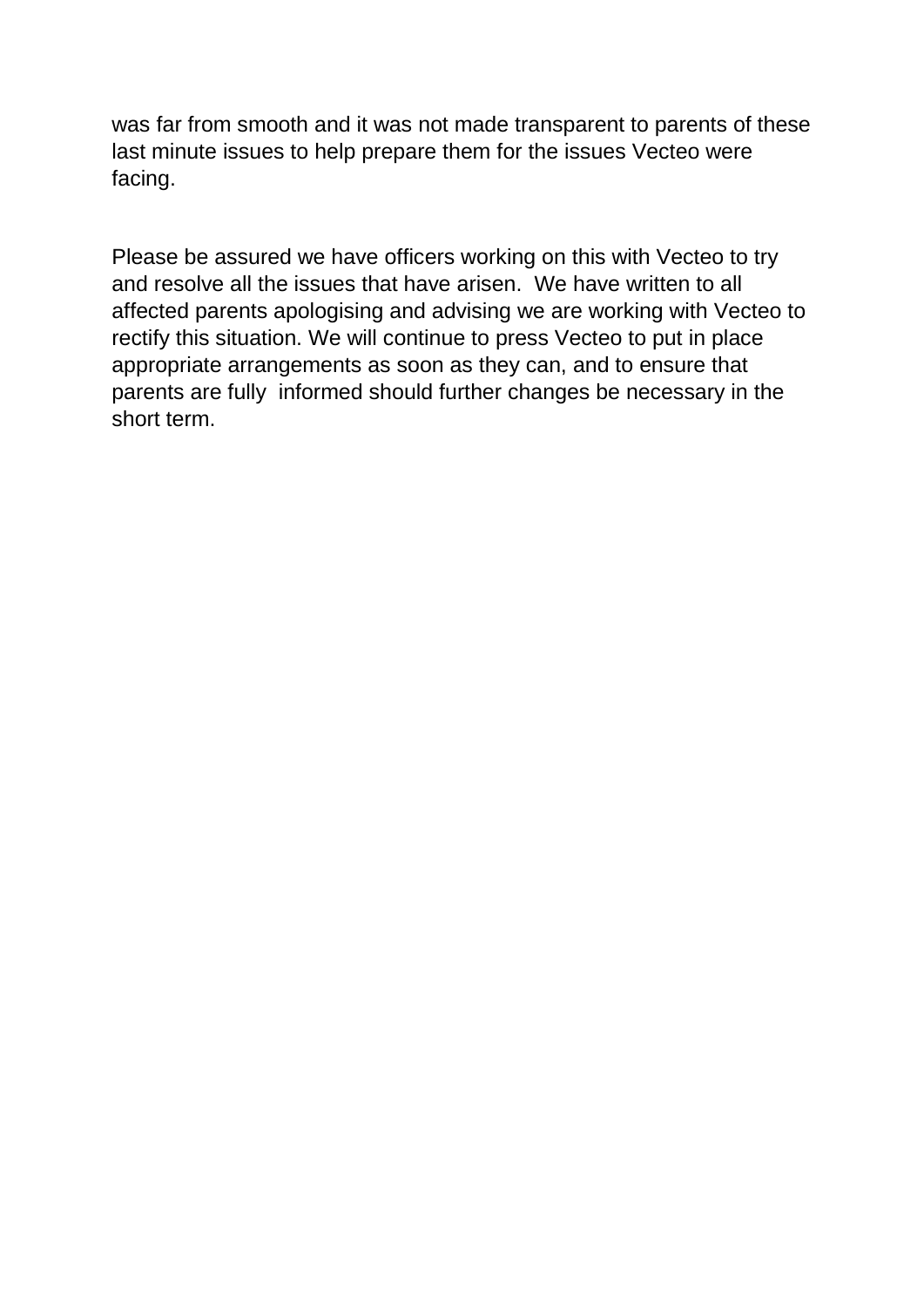was far from smooth and it was not made transparent to parents of these last minute issues to help prepare them for the issues Vecteo were facing.

Please be assured we have officers working on this with Vecteo to try and resolve all the issues that have arisen. We have written to all affected parents apologising and advising we are working with Vecteo to rectify this situation. We will continue to press Vecteo to put in place appropriate arrangements as soon as they can, and to ensure that parents are fully informed should further changes be necessary in the short term.